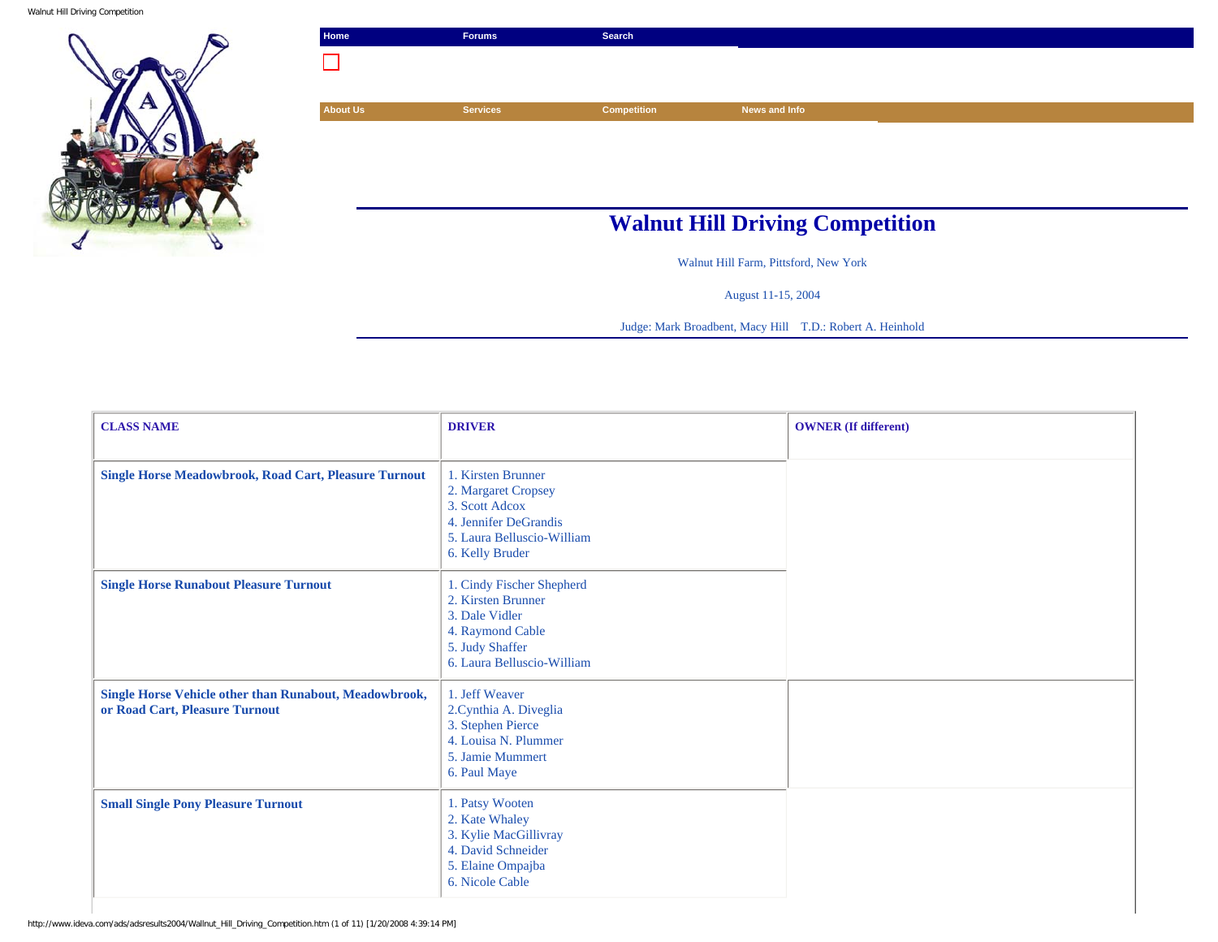Home | Forums | Search

About Us | Services | Competition | News and Info

# Walnut Hill Driving Competition

Walnut Hill Farm, Pittsford, New York

August 11-15, 2004

Judge: Mark Broadbent, Macy Hill    T.D.: Robert A. Heinhold

| CLASS NAME | DRIVER | OWNER (If different) |
| --- | --- | --- |
| Single Horse Meadowbrook, Road Cart, Pleasure Turnout | 1. Kirsten Brunner<br>2. Margaret Cropsey<br>3. Scott Adcox<br>4. Jennifer DeGrandis<br>5. Laura Belluscio-William<br>6. Kelly Bruder | |
| Single Horse Runabout Pleasure Turnout | 1. Cindy Fischer Shepherd<br>2. Kirsten Brunner<br>3. Dale Vidler<br>4. Raymond Cable<br>5. Judy Shaffer<br>6. Laura Belluscio-William | |
| Single Horse Vehicle other than Runabout, Meadowbrook, or Road Cart, Pleasure Turnout | 1. Jeff Weaver<br>2.Cynthia A. Diveglia<br>3. Stephen Pierce<br>4. Louisa N. Plummer<br>5. Jamie Mummert<br>6. Paul Maye | |
| Small Single Pony Pleasure Turnout | 1. Patsy Wooten<br>2. Kate Whaley<br>3. Kylie MacGillivray<br>4. David Schneider<br>5. Elaine Ompajba<br>6. Nicole Cable | |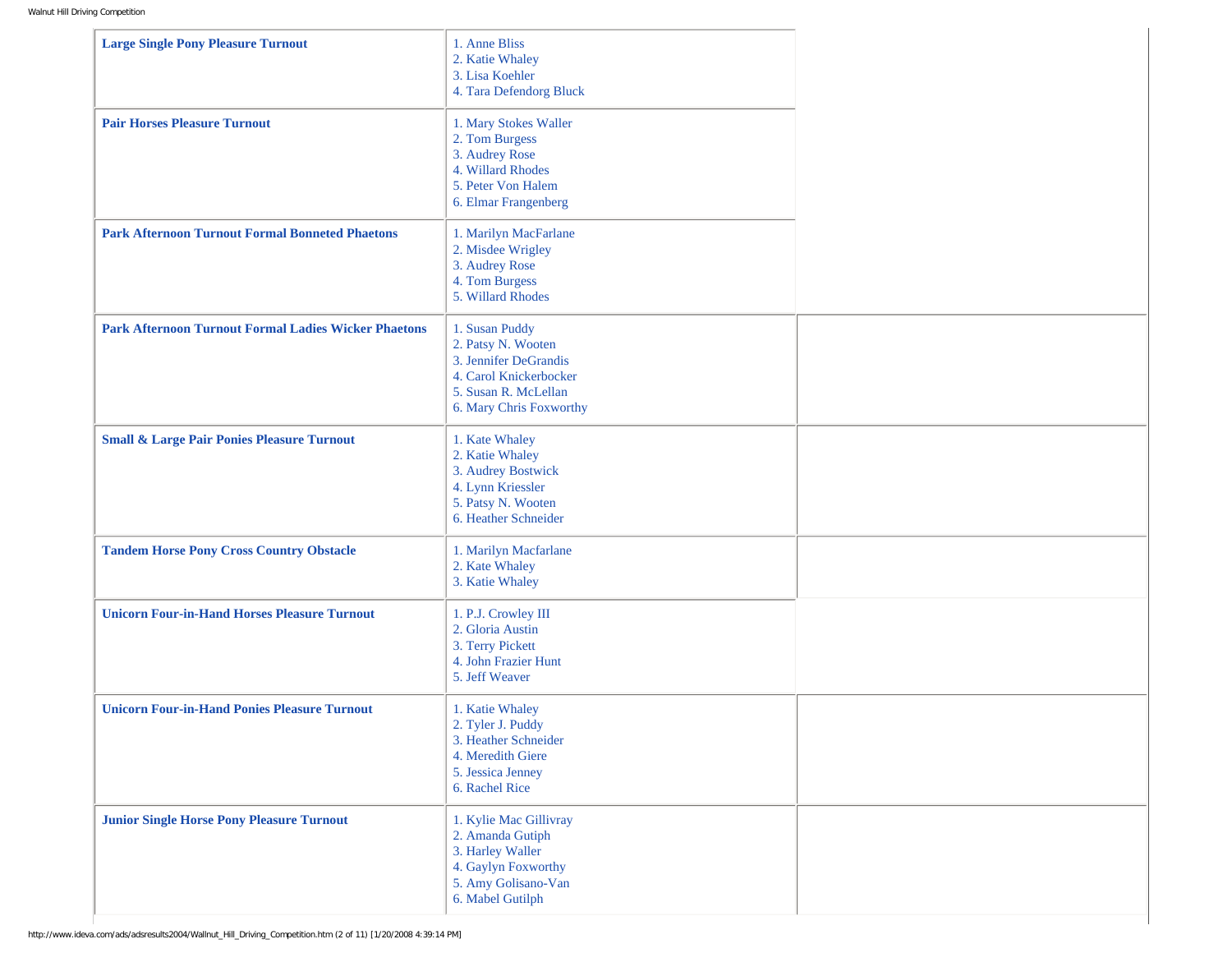| Class | Results | |
| --- | --- | --- |
| **Large Single Pony Pleasure Turnout** | 1. Anne Bliss<br>2. Katie Whaley<br>3. Lisa Koehler<br>4. Tara Defendorg Bluck | |
| **Pair Horses Pleasure Turnout** | 1. Mary Stokes Waller<br>2. Tom Burgess<br>3. Audrey Rose<br>4. Willard Rhodes<br>5. Peter Von Halem<br>6. Elmar Frangenberg | |
| **Park Afternoon Turnout Formal Bonneted Phaetons** | 1. Marilyn MacFarlane<br>2. Misdee Wrigley<br>3. Audrey Rose<br>4. Tom Burgess<br>5. Willard Rhodes | |
| **Park Afternoon Turnout Formal Ladies Wicker Phaetons** | 1. Susan Puddy<br>2. Patsy N. Wooten<br>3. Jennifer DeGrandis<br>4. Carol Knickerbocker<br>5. Susan R. McLellan<br>6. Mary Chris Foxworthy | |
| **Small & Large Pair Ponies Pleasure Turnout** | 1. Kate Whaley<br>2. Katie Whaley<br>3. Audrey Bostwick<br>4. Lynn Kriessler<br>5. Patsy N. Wooten<br>6. Heather Schneider | |
| **Tandem Horse Pony Cross Country Obstacle** | 1. Marilyn Macfarlane<br>2. Kate Whaley<br>3. Katie Whaley | |
| **Unicorn Four-in-Hand Horses Pleasure Turnout** | 1. P.J. Crowley III<br>2. Gloria Austin<br>3. Terry Pickett<br>4. John Frazier Hunt<br>5. Jeff Weaver | |
| **Unicorn Four-in-Hand Ponies Pleasure Turnout** | 1. Katie Whaley<br>2. Tyler J. Puddy<br>3. Heather Schneider<br>4. Meredith Giere<br>5. Jessica Jenney<br>6. Rachel Rice | |
| **Junior Single Horse Pony Pleasure Turnout** | 1. Kylie Mac Gillivray<br>2. Amanda Gutiph<br>3. Harley Waller<br>4. Gaylyn Foxworthy<br>5. Amy Golisano-Van<br>6. Mabel Gutilph | |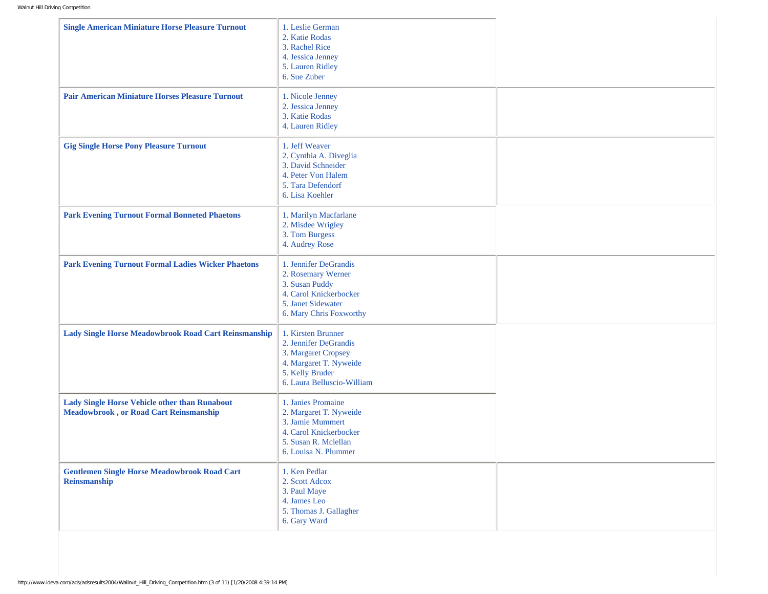| | | |
|---|---|---|
| **Single American Miniature Horse Pleasure Turnout** | 1. Leslie German<br>2. Katie Rodas<br>3. Rachel Rice<br>4. Jessica Jenney<br>5. Lauren Ridley<br>6. Sue Zuber | |
| **Pair American Miniature Horses Pleasure Turnout** | 1. Nicole Jenney<br>2. Jessica Jenney<br>3. Katie Rodas<br>4. Lauren Ridley | |
| **Gig Single Horse Pony Pleasure Turnout** | 1. Jeff Weaver<br>2. Cynthia A. Diveglia<br>3. David Schneider<br>4. Peter Von Halem<br>5. Tara Defendorf<br>6. Lisa Koehler | |
| **Park Evening Turnout Formal Bonneted Phaetons** | 1. Marilyn Macfarlane<br>2. Misdee Wrigley<br>3. Tom Burgess<br>4. Audrey Rose | |
| **Park Evening Turnout Formal Ladies Wicker Phaetons** | 1. Jennifer DeGrandis<br>2. Rosemary Werner<br>3. Susan Puddy<br>4. Carol Knickerbocker<br>5. Janet Sidewater<br>6. Mary Chris Foxworthy | |
| **Lady Single Horse Meadowbrook Road Cart Reinsmanship** | 1. Kirsten Brunner<br>2. Jennifer DeGrandis<br>3. Margaret Cropsey<br>4. Margaret T. Nyweide<br>5. Kelly Bruder<br>6. Laura Belluscio-William | |
| **Lady Single Horse Vehicle other than Runabout Meadowbrook , or Road Cart Reinsmanship** | 1. Janies Promaine<br>2. Margaret T. Nyweide<br>3. Jamie Mummert<br>4. Carol Knickerbocker<br>5. Susan R. Mclellan<br>6. Louisa N. Plummer | |
| **Gentlemen Single Horse Meadowbrook Road Cart Reinsmanship** | 1. Ken Pedlar<br>2. Scott Adcox<br>3. Paul Maye<br>4. James Leo<br>5. Thomas J. Gallagher<br>6. Gary Ward | |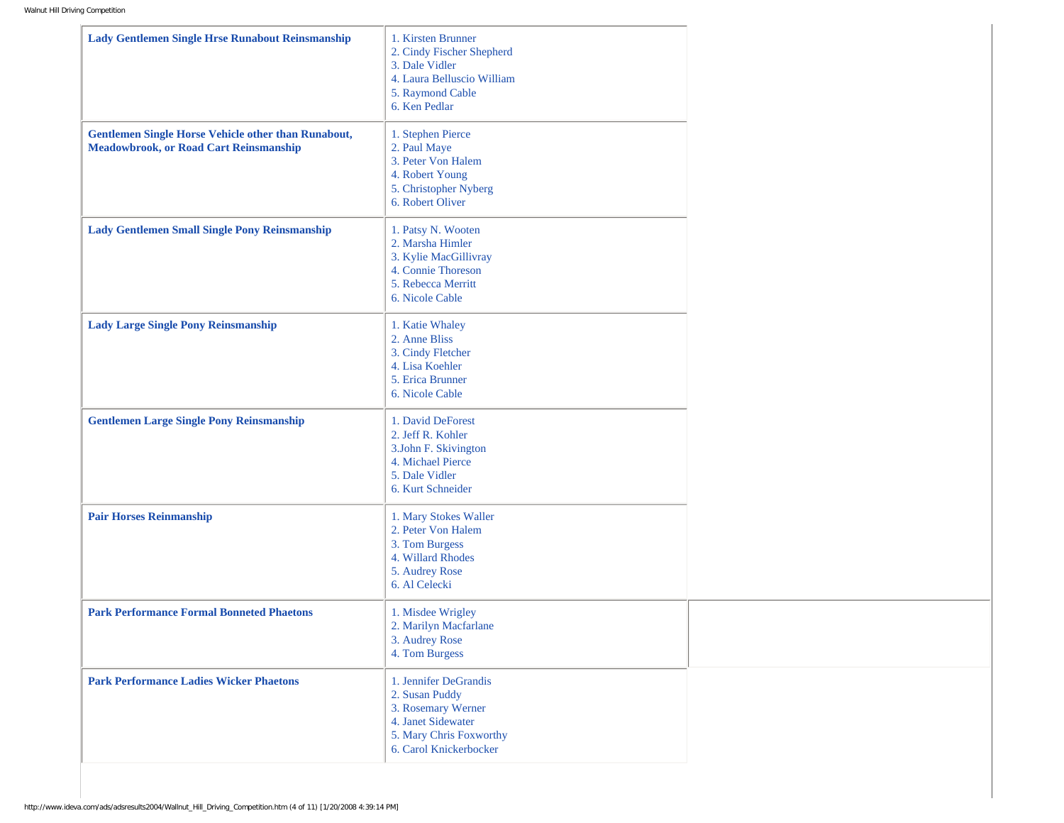| Class | Results |
|---|---|
| **Lady Gentlemen Single Hrse Runabout Reinsmanship** | 1. Kirsten Brunner<br>2. Cindy Fischer Shepherd<br>3. Dale Vidler<br>4. Laura Belluscio William<br>5. Raymond Cable<br>6. Ken Pedlar |
| **Gentlemen Single Horse Vehicle other than Runabout, Meadowbrook, or Road Cart Reinsmanship** | 1. Stephen Pierce<br>2. Paul Maye<br>3. Peter Von Halem<br>4. Robert Young<br>5. Christopher Nyberg<br>6. Robert Oliver |
| **Lady Gentlemen Small Single Pony Reinsmanship** | 1. Patsy N. Wooten<br>2. Marsha Himler<br>3. Kylie MacGillivray<br>4. Connie Thoreson<br>5. Rebecca Merritt<br>6. Nicole Cable |
| **Lady Large Single Pony Reinsmanship** | 1. Katie Whaley<br>2. Anne Bliss<br>3. Cindy Fletcher<br>4. Lisa Koehler<br>5. Erica Brunner<br>6. Nicole Cable |
| **Gentlemen Large Single Pony Reinsmanship** | 1. David DeForest<br>2. Jeff R. Kohler<br>3.John F. Skivington<br>4. Michael Pierce<br>5. Dale Vidler<br>6. Kurt Schneider |
| **Pair Horses Reinmanship** | 1. Mary Stokes Waller<br>2. Peter Von Halem<br>3. Tom Burgess<br>4. Willard Rhodes<br>5. Audrey Rose<br>6. Al Celecki |
| **Park Performance Formal Bonneted Phaetons** | 1. Misdee Wrigley<br>2. Marilyn Macfarlane<br>3. Audrey Rose<br>4. Tom Burgess |
| **Park Performance Ladies Wicker Phaetons** | 1. Jennifer DeGrandis<br>2. Susan Puddy<br>3. Rosemary Werner<br>4. Janet Sidewater<br>5. Mary Chris Foxworthy<br>6. Carol Knickerbocker |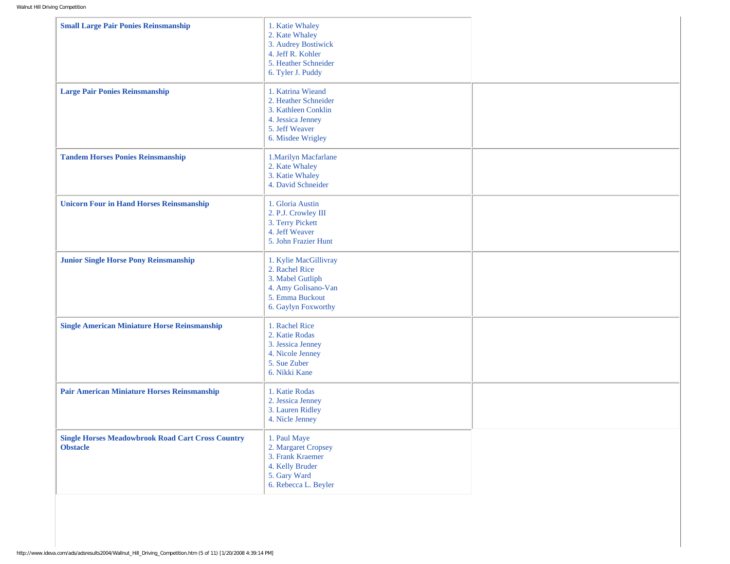| | | |
|---|---|---|
| **Small Large Pair Ponies Reinsmanship** | 1. Katie Whaley<br>2. Kate Whaley<br>3. Audrey Bostiwick<br>4. Jeff R. Kohler<br>5. Heather Schneider<br>6. Tyler J. Puddy | |
| **Large Pair Ponies Reinsmanship** | 1. Katrina Wieand<br>2. Heather Schneider<br>3. Kathleen Conklin<br>4. Jessica Jenney<br>5. Jeff Weaver<br>6. Misdee Wrigley | |
| **Tandem Horses Ponies Reinsmanship** | 1.Marilyn Macfarlane<br>2. Kate Whaley<br>3. Katie Whaley<br>4. David Schneider | |
| **Unicorn Four in Hand Horses Reinsmanship** | 1. Gloria Austin<br>2. P.J. Crowley III<br>3. Terry Pickett<br>4. Jeff Weaver<br>5. John Frazier Hunt | |
| **Junior Single Horse Pony Reinsmanship** | 1. Kylie MacGillivray<br>2. Rachel Rice<br>3. Mabel Gutliph<br>4. Amy Golisano-Van<br>5. Emma Buckout<br>6. Gaylyn Foxworthy | |
| **Single American Miniature Horse Reinsmanship** | 1. Rachel Rice<br>2. Katie Rodas<br>3. Jessica Jenney<br>4. Nicole Jenney<br>5. Sue Zuber<br>6. Nikki Kane | |
| **Pair American Miniature Horses Reinsmanship** | 1. Katie Rodas<br>2. Jessica Jenney<br>3. Lauren Ridley<br>4. Nicle Jenney | |
| **Single Horses Meadowbrook Road Cart Cross Country Obstacle** | 1. Paul Maye<br>2. Margaret Cropsey<br>3. Frank Kraemer<br>4. Kelly Bruder<br>5. Gary Ward<br>6. Rebecca L. Beyler | |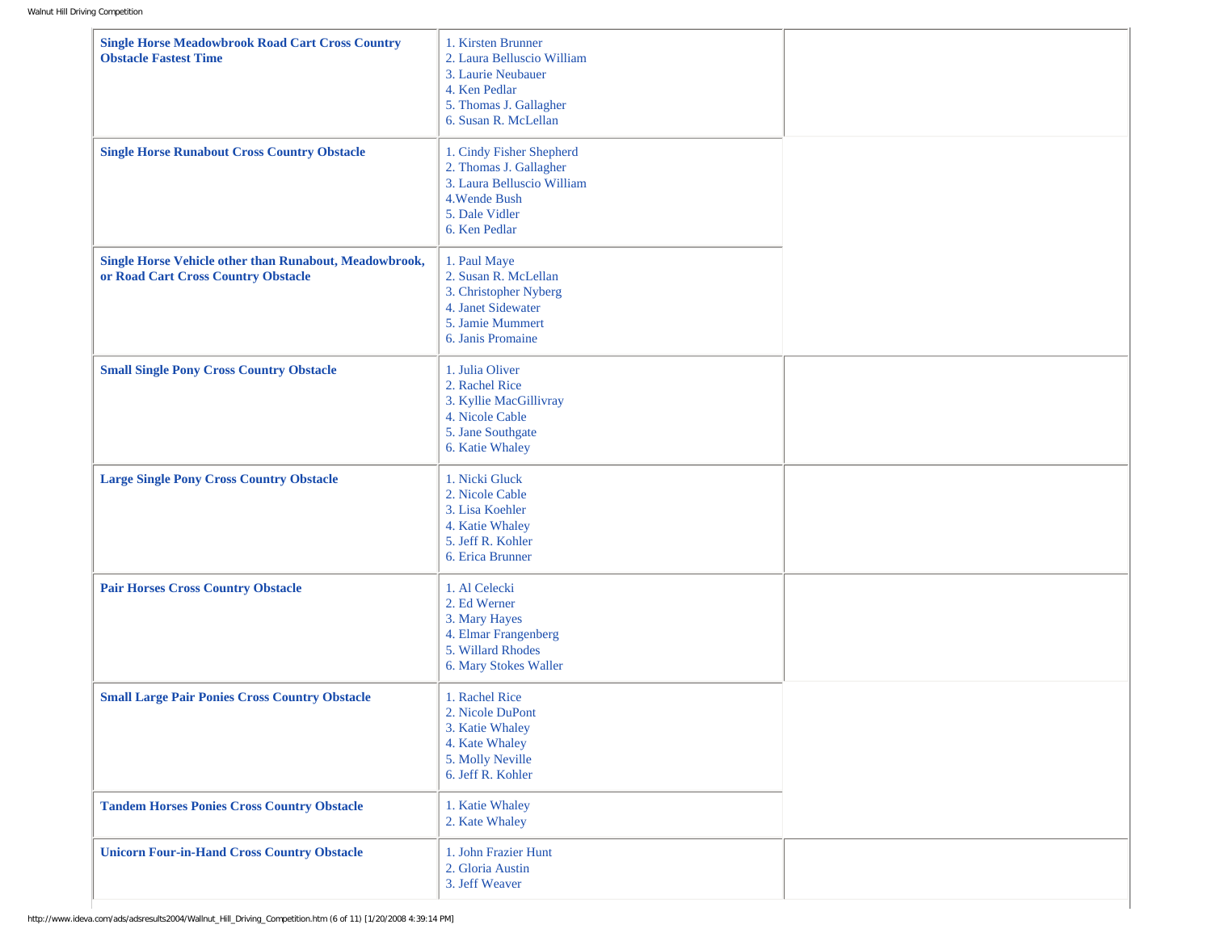| | | |
|---|---|---|
| **Single Horse Meadowbrook Road Cart Cross Country Obstacle Fastest Time** | 1. Kirsten Brunner<br>2. Laura Belluscio William<br>3. Laurie Neubauer<br>4. Ken Pedlar<br>5. Thomas J. Gallagher<br>6. Susan R. McLellan | |
| **Single Horse Runabout Cross Country Obstacle** | 1. Cindy Fisher Shepherd<br>2. Thomas J. Gallagher<br>3. Laura Belluscio William<br>4.Wende Bush<br>5. Dale Vidler<br>6. Ken Pedlar | |
| **Single Horse Vehicle other than Runabout, Meadowbrook, or Road Cart Cross Country Obstacle** | 1. Paul Maye<br>2. Susan R. McLellan<br>3. Christopher Nyberg<br>4. Janet Sidewater<br>5. Jamie Mummert<br>6. Janis Promaine | |
| **Small Single Pony Cross Country Obstacle** | 1. Julia Oliver<br>2. Rachel Rice<br>3. Kyllie MacGillivray<br>4. Nicole Cable<br>5. Jane Southgate<br>6. Katie Whaley | |
| **Large Single Pony Cross Country Obstacle** | 1. Nicki Gluck<br>2. Nicole Cable<br>3. Lisa Koehler<br>4. Katie Whaley<br>5. Jeff R. Kohler<br>6. Erica Brunner | |
| **Pair Horses Cross Country Obstacle** | 1. Al Celecki<br>2. Ed Werner<br>3. Mary Hayes<br>4. Elmar Frangenberg<br>5. Willard Rhodes<br>6. Mary Stokes Waller | |
| **Small Large Pair Ponies Cross Country Obstacle** | 1. Rachel Rice<br>2. Nicole DuPont<br>3. Katie Whaley<br>4. Kate Whaley<br>5. Molly Neville<br>6. Jeff R. Kohler | |
| **Tandem Horses Ponies Cross Country Obstacle** | 1. Katie Whaley<br>2. Kate Whaley | |
| **Unicorn Four-in-Hand Cross Country Obstacle** | 1. John Frazier Hunt<br>2. Gloria Austin<br>3. Jeff Weaver | |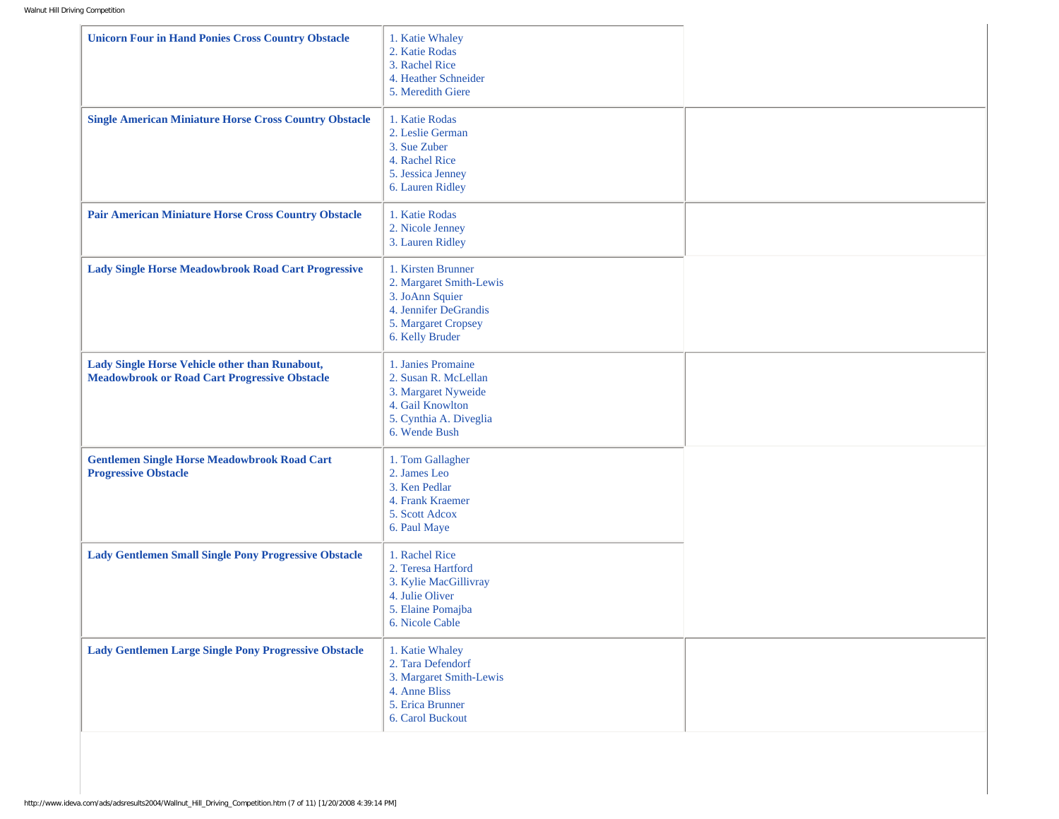| | | |
|---|---|---|
| **Unicorn Four in Hand Ponies Cross Country Obstacle** | 1. Katie Whaley<br>2. Katie Rodas<br>3. Rachel Rice<br>4. Heather Schneider<br>5. Meredith Giere | |
| **Single American Miniature Horse Cross Country Obstacle** | 1. Katie Rodas<br>2. Leslie German<br>3. Sue Zuber<br>4. Rachel Rice<br>5. Jessica Jenney<br>6. Lauren Ridley | |
| **Pair American Miniature Horse Cross Country Obstacle** | 1. Katie Rodas<br>2. Nicole Jenney<br>3. Lauren Ridley | |
| **Lady Single Horse Meadowbrook Road Cart Progressive** | 1. Kirsten Brunner<br>2. Margaret Smith-Lewis<br>3. JoAnn Squier<br>4. Jennifer DeGrandis<br>5. Margaret Cropsey<br>6. Kelly Bruder | |
| **Lady Single Horse Vehicle other than Runabout, Meadowbrook or Road Cart Progressive Obstacle** | 1. Janies Promaine<br>2. Susan R. McLellan<br>3. Margaret Nyweide<br>4. Gail Knowlton<br>5. Cynthia A. Diveglia<br>6. Wende Bush | |
| **Gentlemen Single Horse Meadowbrook Road Cart Progressive Obstacle** | 1. Tom Gallagher<br>2. James Leo<br>3. Ken Pedlar<br>4. Frank Kraemer<br>5. Scott Adcox<br>6. Paul Maye | |
| **Lady Gentlemen Small Single Pony Progressive Obstacle** | 1. Rachel Rice<br>2. Teresa Hartford<br>3. Kylie MacGillivray<br>4. Julie Oliver<br>5. Elaine Pomajba<br>6. Nicole Cable | |
| **Lady Gentlemen Large Single Pony Progressive Obstacle** | 1. Katie Whaley<br>2. Tara Defendorf<br>3. Margaret Smith-Lewis<br>4. Anne Bliss<br>5. Erica Brunner<br>6. Carol Buckout | |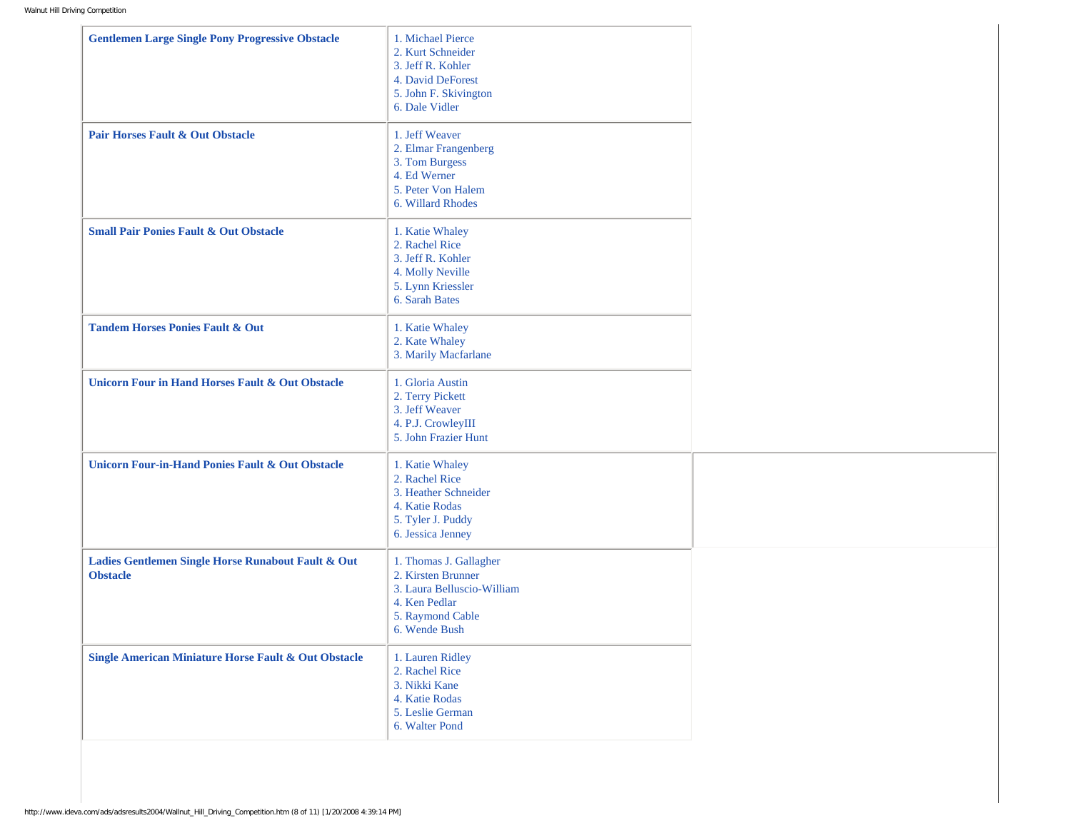| Class | Results |
|---|---|
| **Gentlemen Large Single Pony Progressive Obstacle** | 1. Michael Pierce<br>2. Kurt Schneider<br>3. Jeff R. Kohler<br>4. David DeForest<br>5. John F. Skivington<br>6. Dale Vidler |
| **Pair Horses Fault & Out Obstacle** | 1. Jeff Weaver<br>2. Elmar Frangenberg<br>3. Tom Burgess<br>4. Ed Werner<br>5. Peter Von Halem<br>6. Willard Rhodes |
| **Small Pair Ponies Fault & Out Obstacle** | 1. Katie Whaley<br>2. Rachel Rice<br>3. Jeff R. Kohler<br>4. Molly Neville<br>5. Lynn Kriessler<br>6. Sarah Bates |
| **Tandem Horses Ponies Fault & Out** | 1. Katie Whaley<br>2. Kate Whaley<br>3. Marily Macfarlane |
| **Unicorn Four in Hand Horses Fault & Out Obstacle** | 1. Gloria Austin<br>2. Terry Pickett<br>3. Jeff Weaver<br>4. P.J. CrowleyIII<br>5. John Frazier Hunt |
| **Unicorn Four-in-Hand Ponies Fault & Out Obstacle** | 1. Katie Whaley<br>2. Rachel Rice<br>3. Heather Schneider<br>4. Katie Rodas<br>5. Tyler J. Puddy<br>6. Jessica Jenney |
| **Ladies Gentlemen Single Horse Runabout Fault & Out Obstacle** | 1. Thomas J. Gallagher<br>2. Kirsten Brunner<br>3. Laura Belluscio-William<br>4. Ken Pedlar<br>5. Raymond Cable<br>6. Wende Bush |
| **Single American Miniature Horse Fault & Out Obstacle** | 1. Lauren Ridley<br>2. Rachel Rice<br>3. Nikki Kane<br>4. Katie Rodas<br>5. Leslie German<br>6. Walter Pond |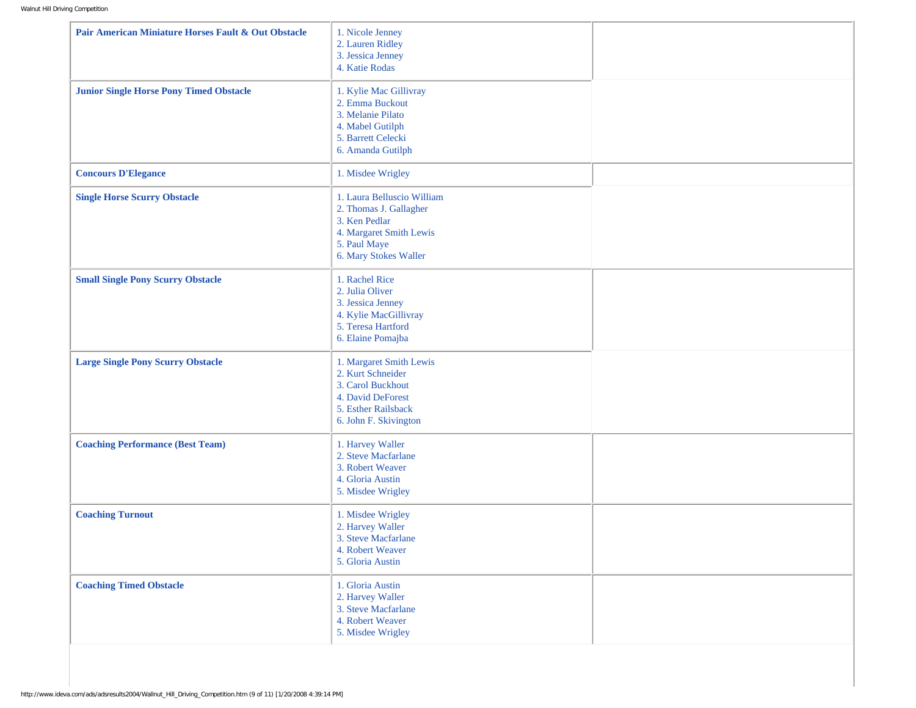| | | |
|---|---|---|
| **Pair American Miniature Horses Fault & Out Obstacle** | 1. Nicole Jenney<br>2. Lauren Ridley<br>3. Jessica Jenney<br>4. Katie Rodas | |
| **Junior Single Horse Pony Timed Obstacle** | 1. Kylie Mac Gillivray<br>2. Emma Buckout<br>3. Melanie Pilato<br>4. Mabel Gutilph<br>5. Barrett Celecki<br>6. Amanda Gutilph | |
| **Concours D'Elegance** | 1. Misdee Wrigley | |
| **Single Horse Scurry Obstacle** | 1. Laura Belluscio William<br>2. Thomas J. Gallagher<br>3. Ken Pedlar<br>4. Margaret Smith Lewis<br>5. Paul Maye<br>6. Mary Stokes Waller | |
| **Small Single Pony Scurry Obstacle** | 1. Rachel Rice<br>2. Julia Oliver<br>3. Jessica Jenney<br>4. Kylie MacGillivray<br>5. Teresa Hartford<br>6. Elaine Pomajba | |
| **Large Single Pony Scurry Obstacle** | 1. Margaret Smith Lewis<br>2. Kurt Schneider<br>3. Carol Buckhout<br>4. David DeForest<br>5. Esther Railsback<br>6. John F. Skivington | |
| **Coaching Performance (Best Team)** | 1. Harvey Waller<br>2. Steve Macfarlane<br>3. Robert Weaver<br>4. Gloria Austin<br>5. Misdee Wrigley | |
| **Coaching Turnout** | 1. Misdee Wrigley<br>2. Harvey Waller<br>3. Steve Macfarlane<br>4. Robert Weaver<br>5. Gloria Austin | |
| **Coaching Timed Obstacle** | 1. Gloria Austin<br>2. Harvey Waller<br>3. Steve Macfarlane<br>4. Robert Weaver<br>5. Misdee Wrigley | |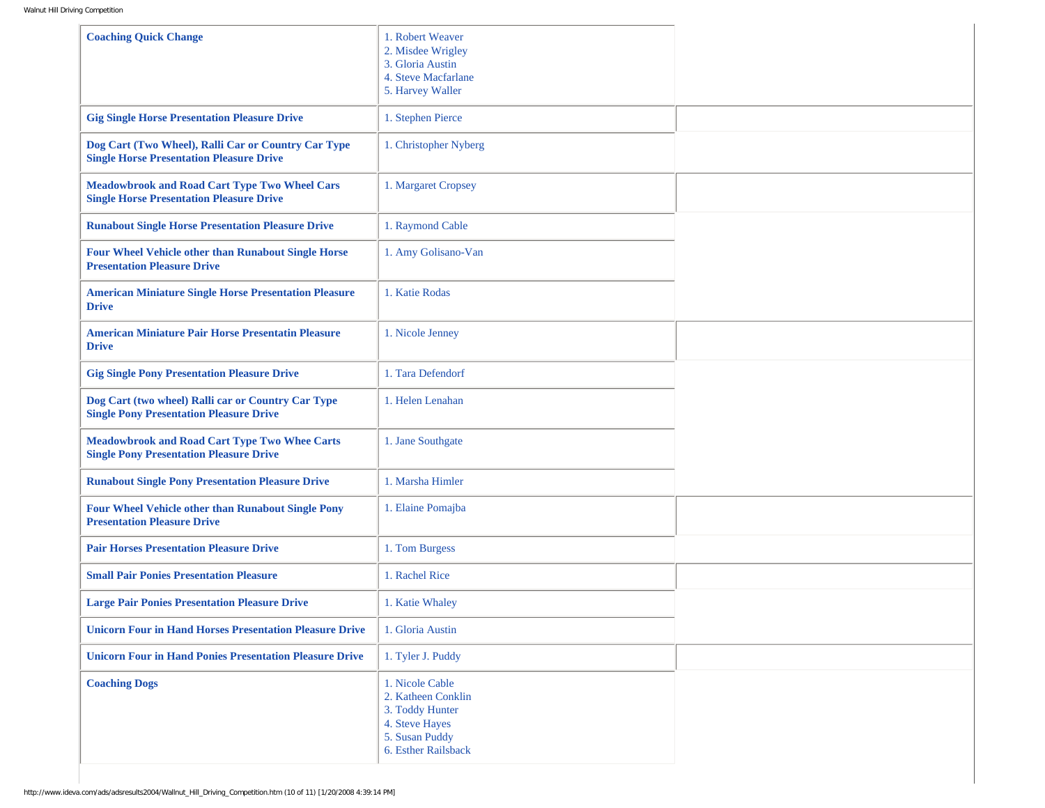| Class | Results |
| --- | --- |
| **Coaching Quick Change** | 1. Robert Weaver<br>2. Misdee Wrigley<br>3. Gloria Austin<br>4. Steve Macfarlane<br>5. Harvey Waller |
| **Gig Single Horse Presentation Pleasure Drive** | 1. Stephen Pierce |
| **Dog Cart (Two Wheel), Ralli Car or Country Car Type Single Horse Presentation Pleasure Drive** | 1. Christopher Nyberg |
| **Meadowbrook and Road Cart Type Two Wheel Cars Single Horse Presentation Pleasure Drive** | 1. Margaret Cropsey |
| **Runabout Single Horse Presentation Pleasure Drive** | 1. Raymond Cable |
| **Four Wheel Vehicle other than Runabout Single Horse Presentation Pleasure Drive** | 1. Amy Golisano-Van |
| **American Miniature Single Horse Presentation Pleasure Drive** | 1. Katie Rodas |
| **American Miniature Pair Horse Presentatin Pleasure Drive** | 1. Nicole Jenney |
| **Gig Single Pony Presentation Pleasure Drive** | 1. Tara Defendorf |
| **Dog Cart (two wheel) Ralli car or Country Car Type Single Pony Presentation Pleasure Drive** | 1. Helen Lenahan |
| **Meadowbrook and Road Cart Type Two Whee Carts Single Pony Presentation Pleasure Drive** | 1. Jane Southgate |
| **Runabout Single Pony Presentation Pleasure Drive** | 1. Marsha Himler |
| **Four Wheel Vehicle other than Runabout Single Pony Presentation Pleasure Drive** | 1. Elaine Pomajba |
| **Pair Horses Presentation Pleasure Drive** | 1. Tom Burgess |
| **Small Pair Ponies Presentation Pleasure** | 1. Rachel Rice |
| **Large Pair Ponies Presentation Pleasure Drive** | 1. Katie Whaley |
| **Unicorn Four in Hand Horses Presentation Pleasure Drive** | 1. Gloria Austin |
| **Unicorn Four in Hand Ponies Presentation Pleasure Drive** | 1. Tyler J. Puddy |
| **Coaching Dogs** | 1. Nicole Cable<br>2. Katheen Conklin<br>3. Toddy Hunter<br>4. Steve Hayes<br>5. Susan Puddy<br>6. Esther Railsback |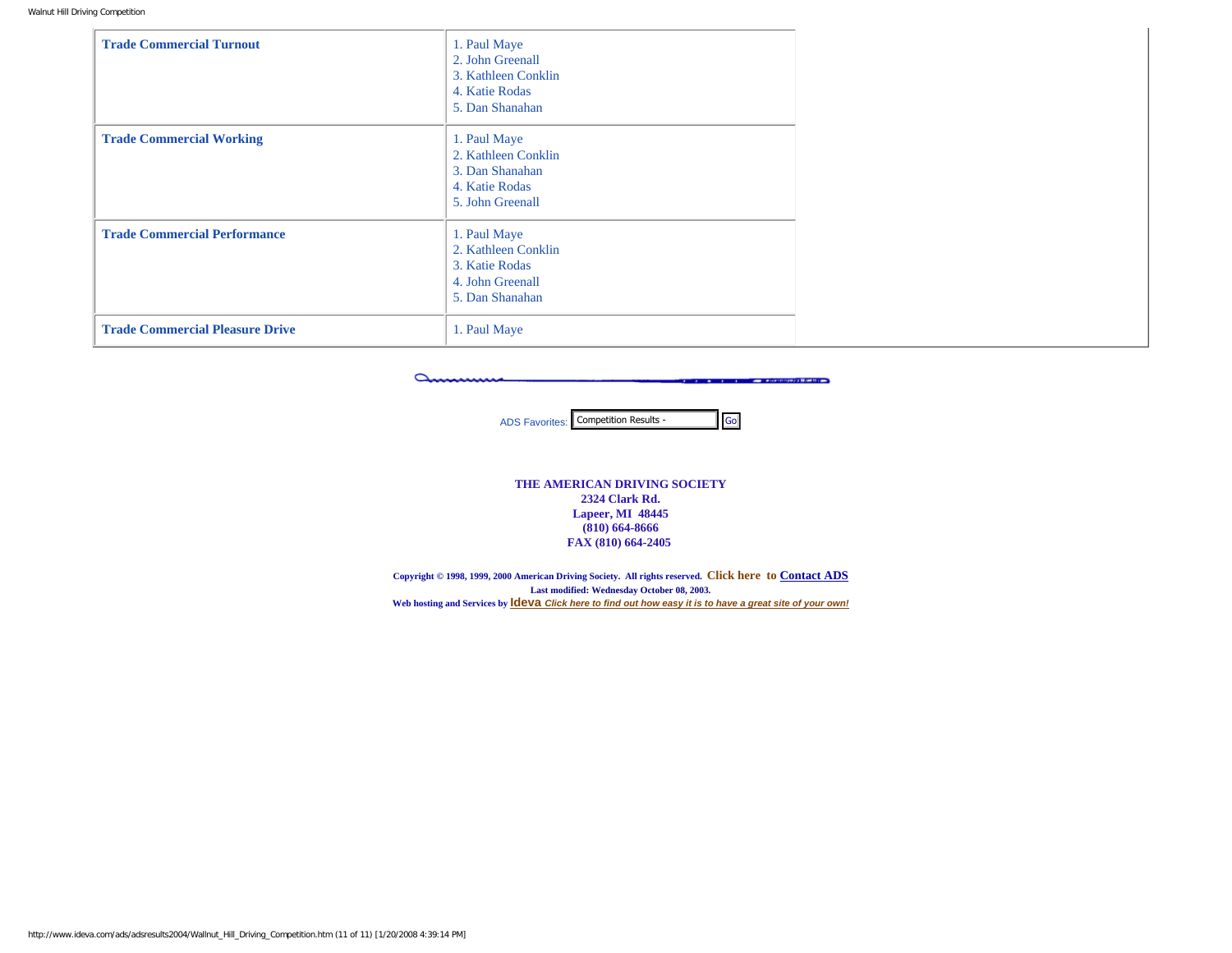| | |
|---|---|
| **Trade Commercial Turnout** | 1. Paul Maye<br>2. John Greenall<br>3. Kathleen Conklin<br>4. Katie Rodas<br>5. Dan Shanahan |
| **Trade Commercial Working** | 1. Paul Maye<br>2. Kathleen Conklin<br>3. Dan Shanahan<br>4. Katie Rodas<br>5. John Greenall |
| **Trade Commercial Performance** | 1. Paul Maye<br>2. Kathleen Conklin<br>3. Katie Rodas<br>4. John Greenall<br>5. Dan Shanahan |
| **Trade Commercial Pleasure Drive** | 1. Paul Maye |

ADS Favorites: Competition Results - Go

**THE AMERICAN DRIVING SOCIETY**
**2324 Clark Rd.**
**Lapeer, MI 48445**
**(810) 664-8666**
**FAX (810) 664-2405**

**Copyright © 1998, 1999, 2000 American Driving Society. All rights reserved.** **Click here to Contact ADS**
**Last modified: Wednesday October 08, 2003.**
**Web hosting and Services by Ideva** ***Click here to find out how easy it is to have a great site of your own!***